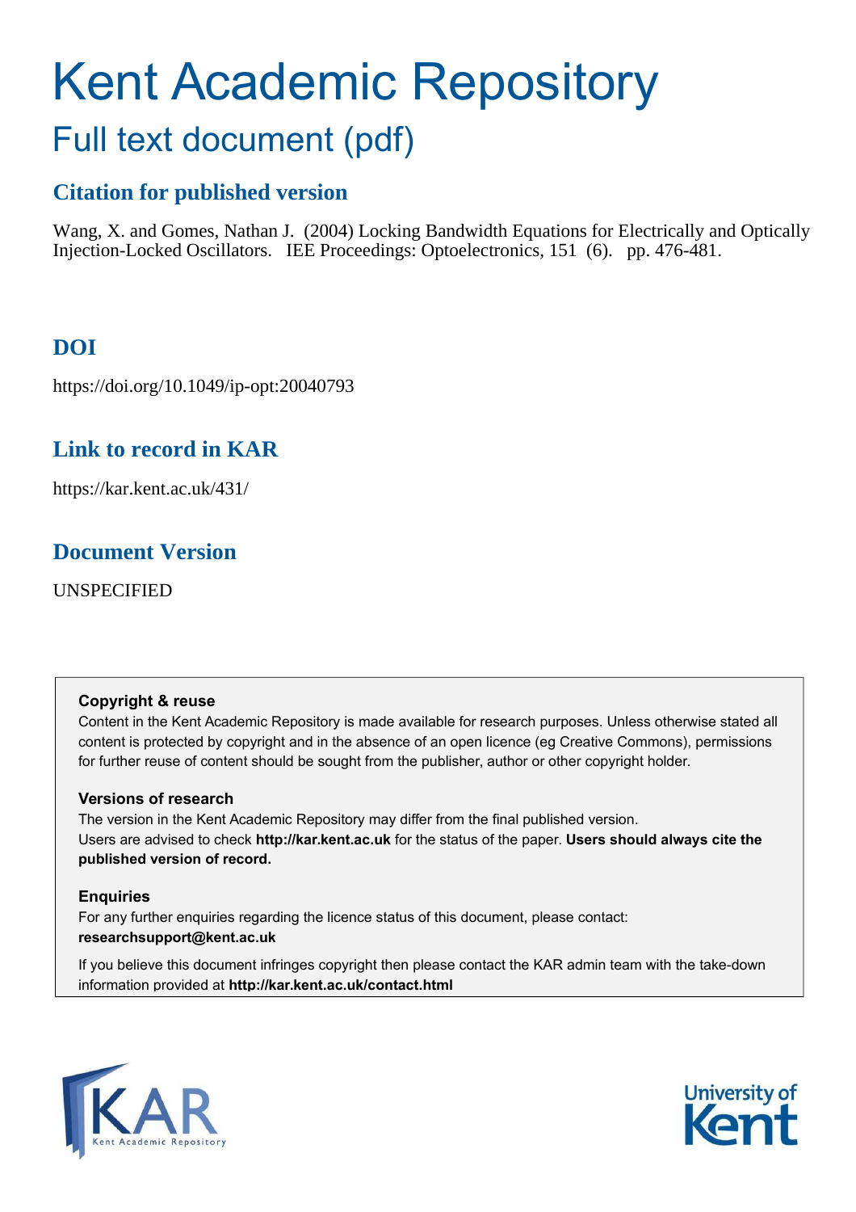# Kent Academic Repository

## Full text document (pdf)

### Citation for published version

Wang, X. and Gomes, Nathan J. (2004) Locking Bandwidth Equations for Electrically and Optically Injection-Locked Oscillators. IEE Proceedings: Optoelectronics, 151 (6). pp. 476-481.

### DOI

https://doi.org/10.1049/ip-opt:20040793

### Link to record in KAR

https://kar.kent.ac.uk/431/

### Document Version

UNSPECIFIED

**Copyright & reuse**

Content in the Kent Academic Repository is made available for research purposes. Unless otherwise stated all content is protected by copyright and in the absence of an open licence (eg Creative Commons), permissions for further reuse of content should be sought from the publisher, author or other copyright holder.

**Versions of research**

The version in the Kent Academic Repository may differ from the final published version. Users are advised to check **http://kar.kent.ac.uk** for the status of the paper. **Users should always cite the published version of record.**

**Enquiries**

For any further enquiries regarding the licence status of this document, please contact: **researchsupport@kent.ac.uk**

If you believe this document infringes copyright then please contact the KAR admin team with the take-down information provided at **http://kar.kent.ac.uk/contact.html**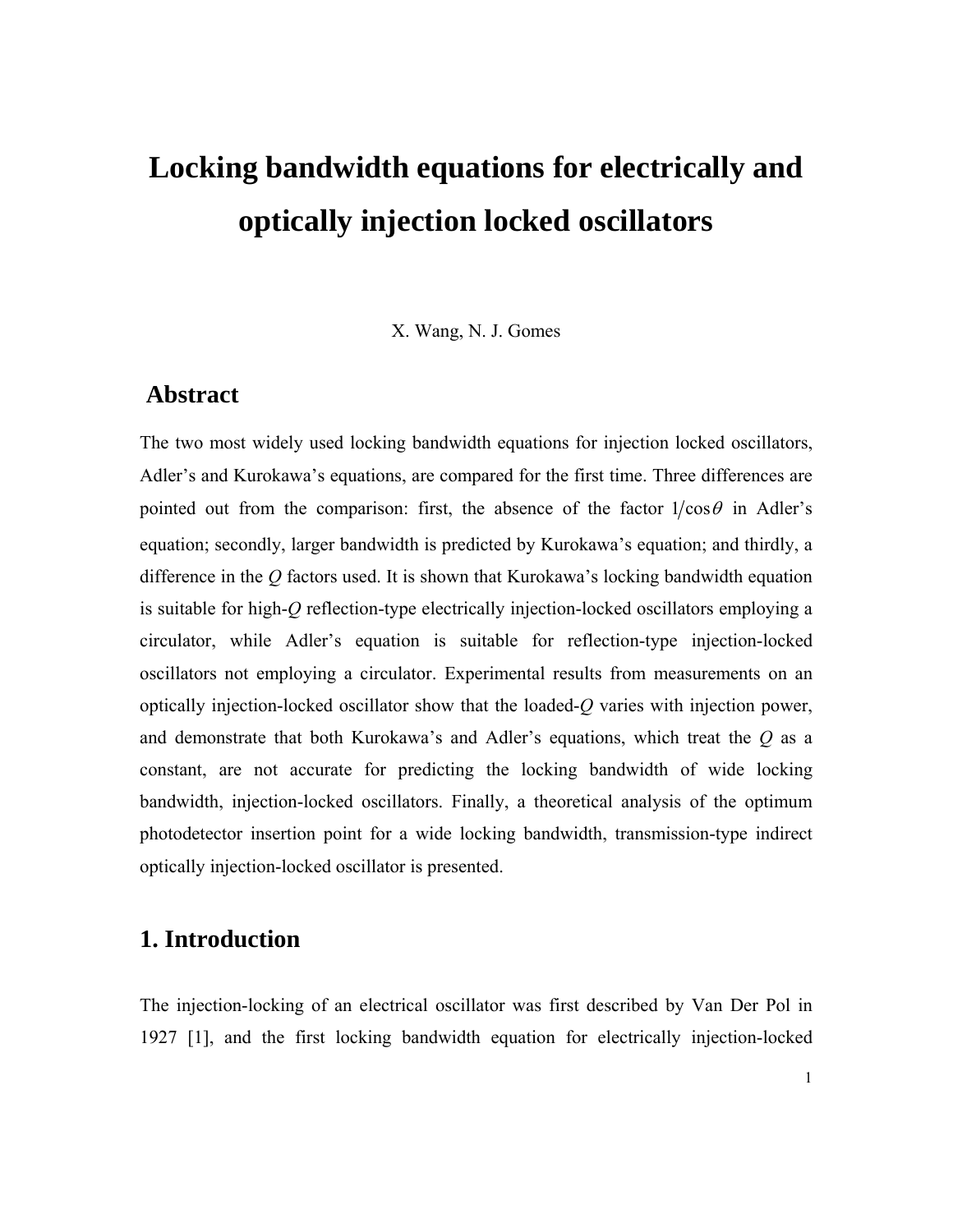# Locking bandwidth equations for electrically and optically injection locked oscillators

X. Wang, N. J. Gomes

## Abstract

The two most widely used locking bandwidth equations for injection locked oscillators, Adler's and Kurokawa's equations, are compared for the first time. Three differences are pointed out from the comparison: first, the absence of the factor $1/\cos\theta$ in Adler's equation; secondly, larger bandwidth is predicted by Kurokawa's equation; and thirdly, a difference in the *Q* factors used. It is shown that Kurokawa's locking bandwidth equation is suitable for high-*Q* reflection-type electrically injection-locked oscillators employing a circulator, while Adler's equation is suitable for reflection-type injection-locked oscillators not employing a circulator. Experimental results from measurements on an optically injection-locked oscillator show that the loaded-*Q* varies with injection power, and demonstrate that both Kurokawa's and Adler's equations, which treat the *Q* as a constant, are not accurate for predicting the locking bandwidth of wide locking bandwidth, injection-locked oscillators. Finally, a theoretical analysis of the optimum photodetector insertion point for a wide locking bandwidth, transmission-type indirect optically injection-locked oscillator is presented.

## 1. Introduction

The injection-locking of an electrical oscillator was first described by Van Der Pol in 1927 [1], and the first locking bandwidth equation for electrically injection-locked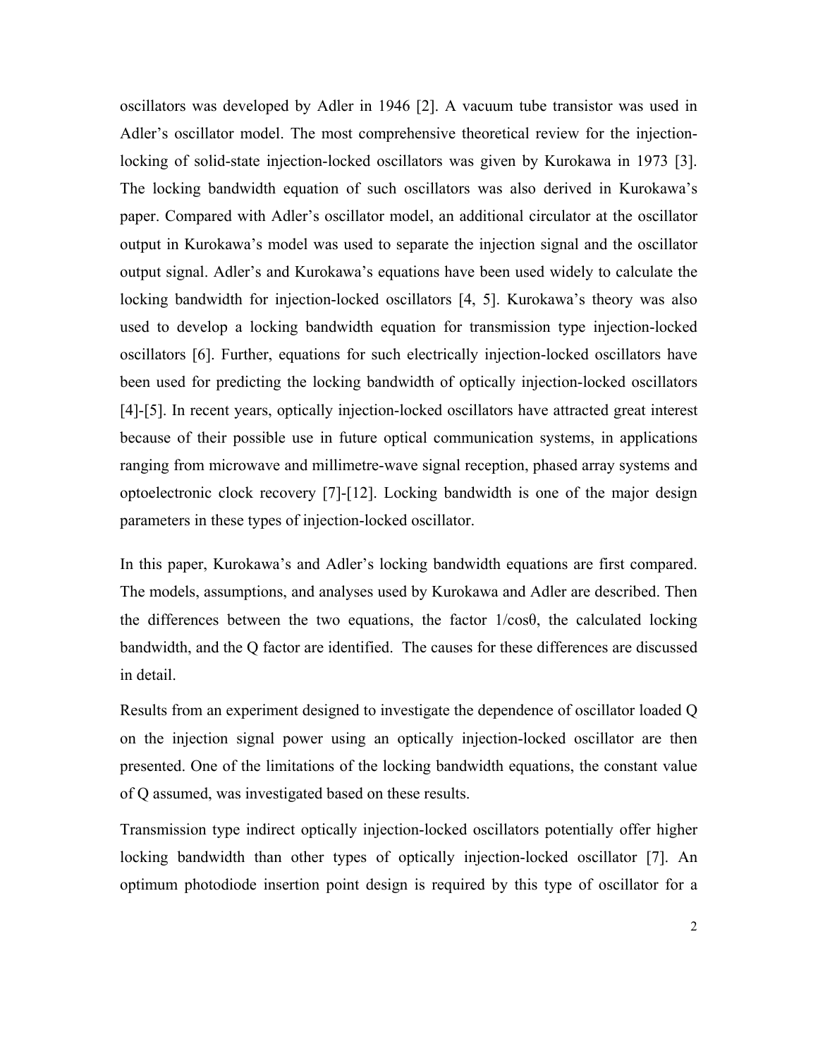oscillators was developed by Adler in 1946 [2]. A vacuum tube transistor was used in Adler's oscillator model. The most comprehensive theoretical review for the injection-locking of solid-state injection-locked oscillators was given by Kurokawa in 1973 [3]. The locking bandwidth equation of such oscillators was also derived in Kurokawa's paper. Compared with Adler's oscillator model, an additional circulator at the oscillator output in Kurokawa's model was used to separate the injection signal and the oscillator output signal. Adler's and Kurokawa's equations have been used widely to calculate the locking bandwidth for injection-locked oscillators [4, 5]. Kurokawa's theory was also used to develop a locking bandwidth equation for transmission type injection-locked oscillators [6]. Further, equations for such electrically injection-locked oscillators have been used for predicting the locking bandwidth of optically injection-locked oscillators [4]-[5]. In recent years, optically injection-locked oscillators have attracted great interest because of their possible use in future optical communication systems, in applications ranging from microwave and millimetre-wave signal reception, phased array systems and optoelectronic clock recovery [7]-[12]. Locking bandwidth is one of the major design parameters in these types of injection-locked oscillator.

In this paper, Kurokawa's and Adler's locking bandwidth equations are first compared. The models, assumptions, and analyses used by Kurokawa and Adler are described. Then the differences between the two equations, the factor $1/\cos\theta$, the calculated locking bandwidth, and the Q factor are identified. The causes for these differences are discussed in detail.

Results from an experiment designed to investigate the dependence of oscillator loaded Q on the injection signal power using an optically injection-locked oscillator are then presented. One of the limitations of the locking bandwidth equations, the constant value of Q assumed, was investigated based on these results.

Transmission type indirect optically injection-locked oscillators potentially offer higher locking bandwidth than other types of optically injection-locked oscillator [7]. An optimum photodiode insertion point design is required by this type of oscillator for a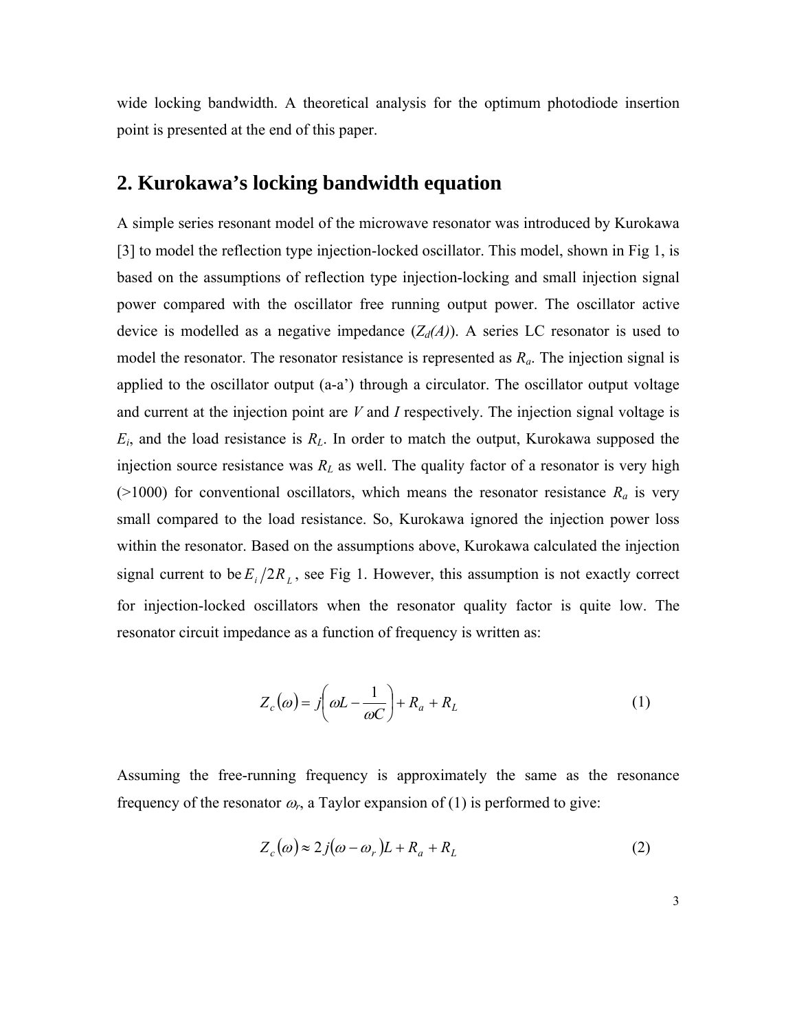wide locking bandwidth. A theoretical analysis for the optimum photodiode insertion point is presented at the end of this paper.

## 2. Kurokawa's locking bandwidth equation

A simple series resonant model of the microwave resonator was introduced by Kurokawa [3] to model the reflection type injection-locked oscillator. This model, shown in Fig 1, is based on the assumptions of reflection type injection-locking and small injection signal power compared with the oscillator free running output power. The oscillator active device is modelled as a negative impedance ($Z_d(A)$). A series LC resonator is used to model the resonator. The resonator resistance is represented as $R_a$. The injection signal is applied to the oscillator output (a-a') through a circulator. The oscillator output voltage and current at the injection point are $V$ and $I$ respectively. The injection signal voltage is $E_i$, and the load resistance is $R_L$. In order to match the output, Kurokawa supposed the injection source resistance was $R_L$ as well. The quality factor of a resonator is very high (>1000) for conventional oscillators, which means the resonator resistance $R_a$ is very small compared to the load resistance. So, Kurokawa ignored the injection power loss within the resonator. Based on the assumptions above, Kurokawa calculated the injection signal current to be $E_i/2R_L$, see Fig 1. However, this assumption is not exactly correct for injection-locked oscillators when the resonator quality factor is quite low. The resonator circuit impedance as a function of frequency is written as:

$$Z_c(\omega) = j\left(\omega L - \frac{1}{\omega C}\right) + R_a + R_L \tag{1}$$

Assuming the free-running frequency is approximately the same as the resonance frequency of the resonator $\omega_r$, a Taylor expansion of (1) is performed to give:

$$Z_c(\omega) \approx 2j(\omega - \omega_r)L + R_a + R_L \tag{2}$$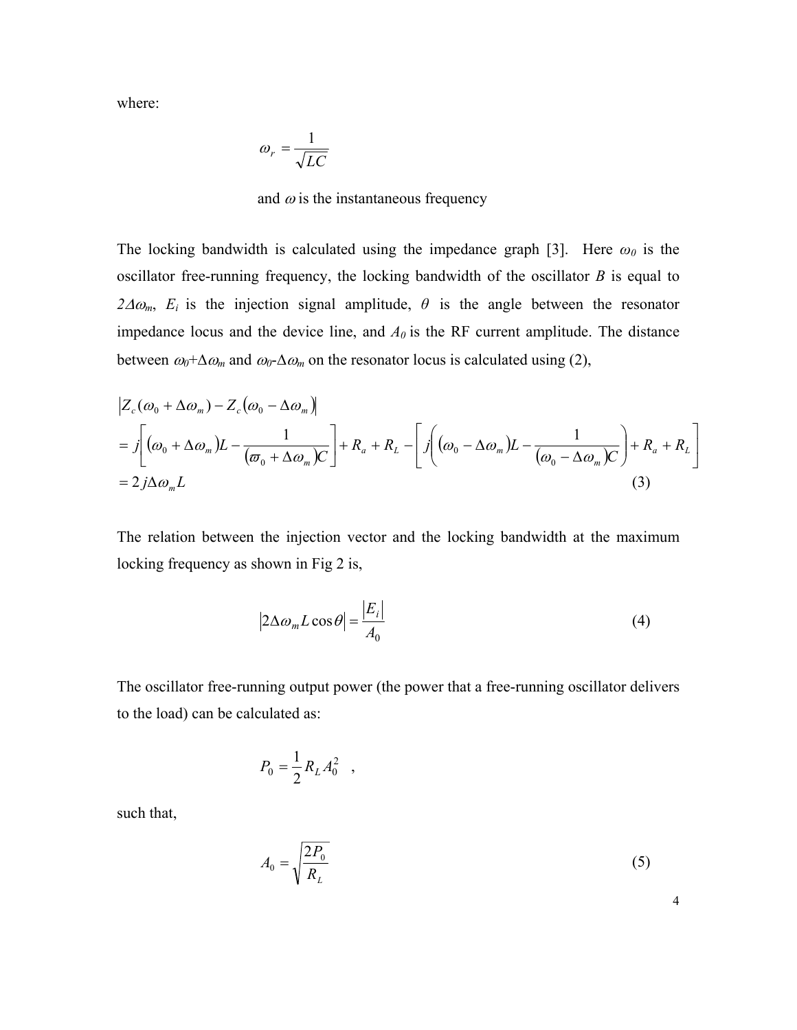where:

$$\omega_r = \frac{1}{\sqrt{LC}}$$

and $\omega$ is the instantaneous frequency

The locking bandwidth is calculated using the impedance graph [3]. Here $\omega_0$ is the oscillator free-running frequency, the locking bandwidth of the oscillator $B$ is equal to $2\Delta\omega_m$, $E_i$ is the injection signal amplitude, $\theta$ is the angle between the resonator impedance locus and the device line, and $A_0$ is the RF current amplitude. The distance between $\omega_0+\Delta\omega_m$ and $\omega_0-\Delta\omega_m$ on the resonator locus is calculated using (2),

$$\begin{aligned}
&\left|Z_c(\omega_0 + \Delta\omega_m) - Z_c(\omega_0 - \Delta\omega_m)\right| \\
&= j\left[(\omega_0 + \Delta\omega_m)L - \frac{1}{(\varpi_0 + \Delta\omega_m)C}\right] + R_a + R_L - \left[j\left((\omega_0 - \Delta\omega_m)L - \frac{1}{(\omega_0 - \Delta\omega_m)C}\right) + R_a + R_L\right] \\
&= 2j\Delta\omega_m L \qquad (3)
\end{aligned}$$

The relation between the injection vector and the locking bandwidth at the maximum locking frequency as shown in Fig 2 is,

$$\left|2\Delta\omega_m L\cos\theta\right| = \frac{|E_i|}{A_0} \qquad (4)$$

The oscillator free-running output power (the power that a free-running oscillator delivers to the load) can be calculated as:

$$P_0 = \frac{1}{2}R_L A_0^2 \quad ,$$

such that,

$$A_0 = \sqrt{\frac{2P_0}{R_L}} \qquad (5)$$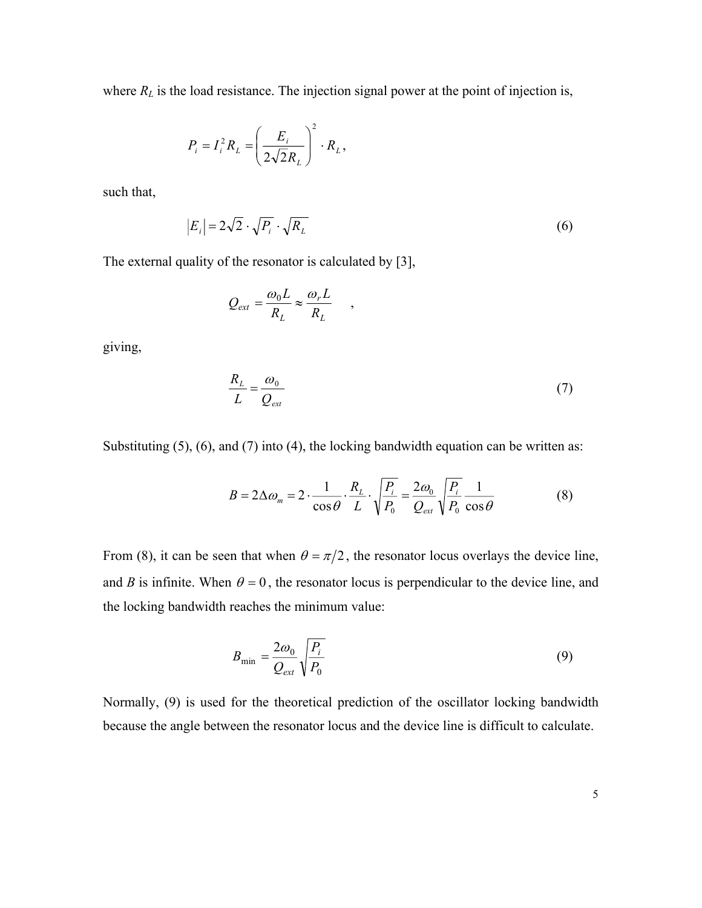where $R_L$ is the load resistance. The injection signal power at the point of injection is,

$$P_i = I_i^2 R_L = \left( \frac{E_i}{2\sqrt{2}R_L} \right)^2 \cdot R_L ,$$

such that,

$$|E_i| = 2\sqrt{2} \cdot \sqrt{P_i} \cdot \sqrt{R_L} \tag{6}$$

The external quality of the resonator is calculated by [3],

$$Q_{ext} = \frac{\omega_0 L}{R_L} \approx \frac{\omega_r L}{R_L} \quad ,$$

giving,

$$\frac{R_L}{L} = \frac{\omega_0}{Q_{ext}} \tag{7}$$

Substituting (5), (6), and (7) into (4), the locking bandwidth equation can be written as:

$$B = 2\Delta\omega_m = 2 \cdot \frac{1}{\cos\theta} \cdot \frac{R_L}{L} \cdot \sqrt{\frac{P_i}{P_0}} = \frac{2\omega_0}{Q_{ext}} \sqrt{\frac{P_i}{P_0}} \frac{1}{\cos\theta} \tag{8}$$

From (8), it can be seen that when $\theta = \pi/2$, the resonator locus overlays the device line, and $B$ is infinite. When $\theta = 0$, the resonator locus is perpendicular to the device line, and the locking bandwidth reaches the minimum value:

$$B_{\min} = \frac{2\omega_0}{Q_{ext}} \sqrt{\frac{P_i}{P_0}} \tag{9}$$

Normally, (9) is used for the theoretical prediction of the oscillator locking bandwidth because the angle between the resonator locus and the device line is difficult to calculate.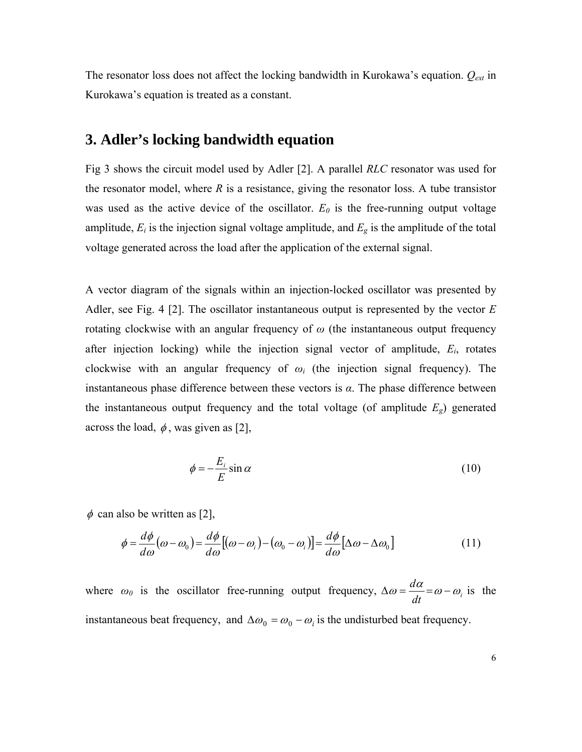The resonator loss does not affect the locking bandwidth in Kurokawa's equation. $Q_{ext}$ in Kurokawa's equation is treated as a constant.

## 3. Adler's locking bandwidth equation

Fig 3 shows the circuit model used by Adler [2]. A parallel *RLC* resonator was used for the resonator model, where *R* is a resistance, giving the resonator loss. A tube transistor was used as the active device of the oscillator. $E_0$ is the free-running output voltage amplitude, $E_i$ is the injection signal voltage amplitude, and $E_g$ is the amplitude of the total voltage generated across the load after the application of the external signal.

A vector diagram of the signals within an injection-locked oscillator was presented by Adler, see Fig. 4 [2]. The oscillator instantaneous output is represented by the vector $E$ rotating clockwise with an angular frequency of $\omega$ (the instantaneous output frequency after injection locking) while the injection signal vector of amplitude, $E_i$, rotates clockwise with an angular frequency of $\omega_i$ (the injection signal frequency). The instantaneous phase difference between these vectors is $\alpha$. The phase difference between the instantaneous output frequency and the total voltage (of amplitude $E_g$) generated across the load, $\phi$, was given as [2],

$$\phi = -\frac{E_i}{E}\sin\alpha \tag{10}$$

$\phi$ can also be written as [2],

$$\phi = \frac{d\phi}{d\omega}(\omega - \omega_0) = \frac{d\phi}{d\omega}\left[(\omega - \omega_i) - (\omega_0 - \omega_i)\right] = \frac{d\phi}{d\omega}\left[\Delta\omega - \Delta\omega_0\right] \tag{11}$$

where $\omega_0$ is the oscillator free-running output frequency, $\Delta\omega = \frac{d\alpha}{dt} = \omega - \omega_i$ is the instantaneous beat frequency, and $\Delta\omega_0 = \omega_0 - \omega_i$ is the undisturbed beat frequency.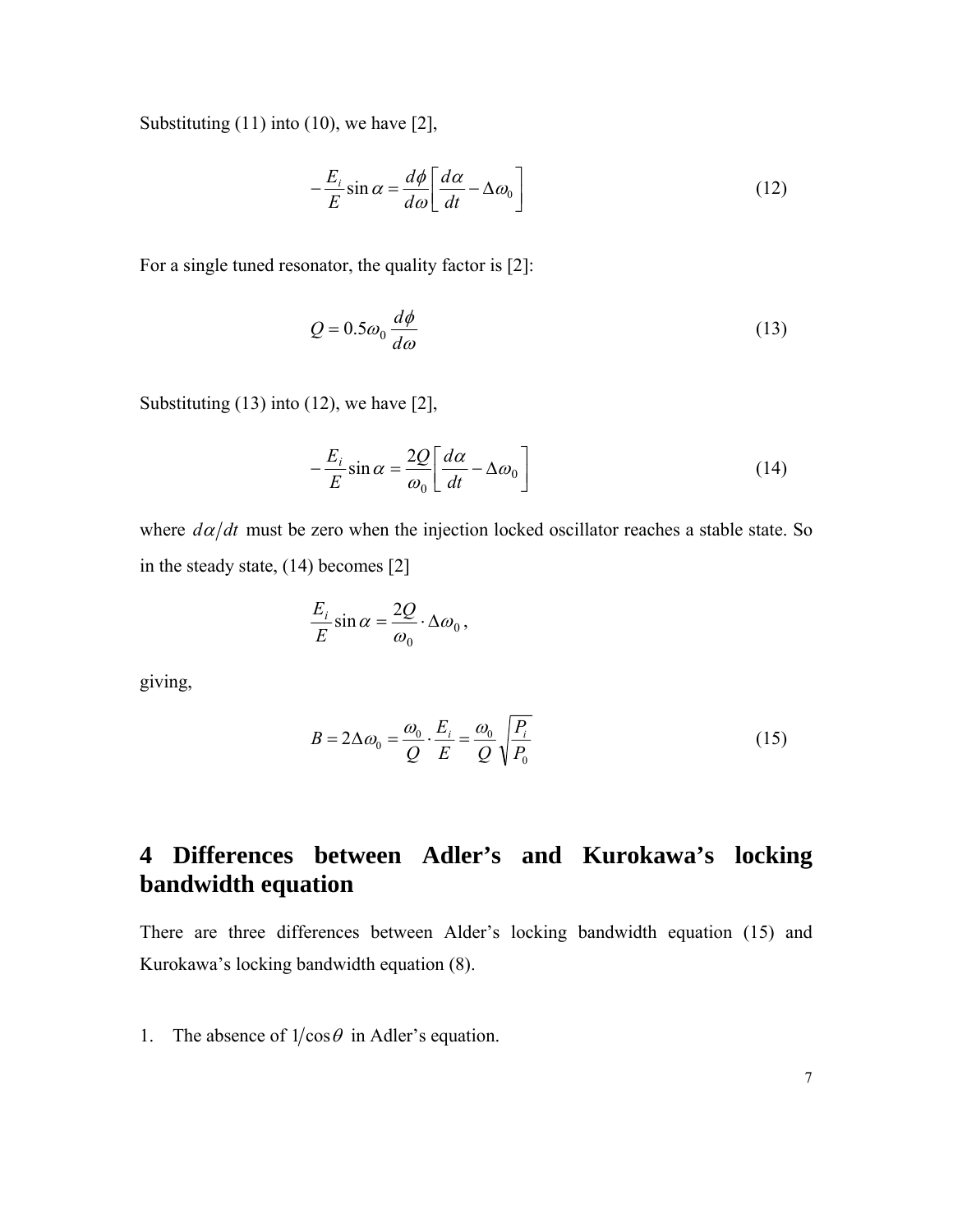Substituting (11) into (10), we have [2],

$$-\frac{E_i}{E}\sin\alpha = \frac{d\phi}{d\omega}\left[\frac{d\alpha}{dt} - \Delta\omega_0\right] \tag{12}$$

For a single tuned resonator, the quality factor is [2]:

$$Q = 0.5\omega_0 \frac{d\phi}{d\omega} \tag{13}$$

Substituting (13) into (12), we have [2],

$$-\frac{E_i}{E}\sin\alpha = \frac{2Q}{\omega_0}\left[\frac{d\alpha}{dt} - \Delta\omega_0\right] \tag{14}$$

where $d\alpha/dt$ must be zero when the injection locked oscillator reaches a stable state. So in the steady state, (14) becomes [2]

$$\frac{E_i}{E}\sin\alpha = \frac{2Q}{\omega_0}\cdot\Delta\omega_0\,,$$

giving,

$$B = 2\Delta\omega_0 = \frac{\omega_0}{Q}\cdot\frac{E_i}{E} = \frac{\omega_0}{Q}\sqrt{\frac{P_i}{P_0}} \tag{15}$$

# 4 Differences between Adler's and Kurokawa's locking bandwidth equation

There are three differences between Alder's locking bandwidth equation (15) and Kurokawa's locking bandwidth equation (8).

1. The absence of $1/\cos\theta$ in Adler's equation.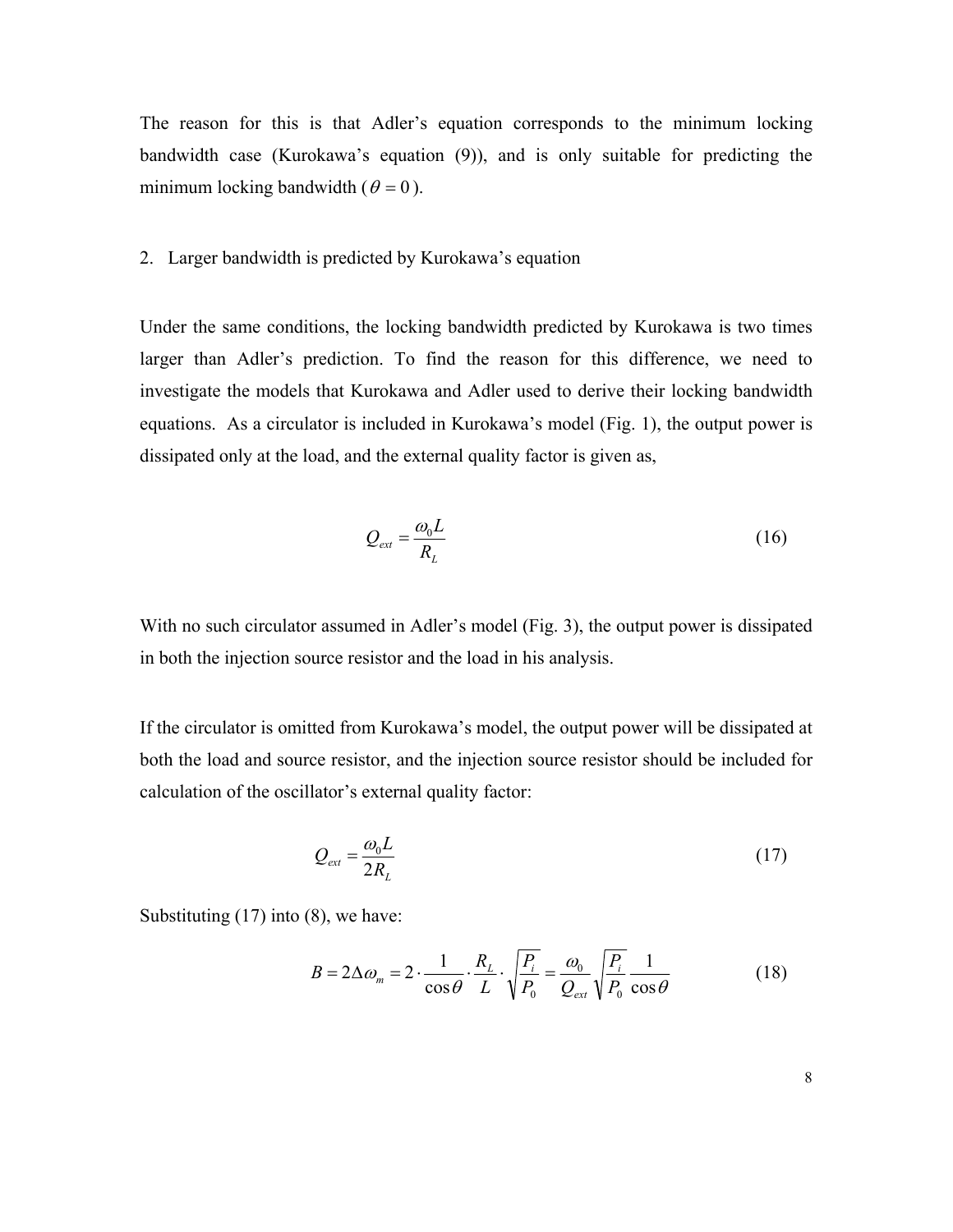The reason for this is that Adler's equation corresponds to the minimum locking bandwidth case (Kurokawa's equation (9)), and is only suitable for predicting the minimum locking bandwidth ($\theta = 0$).

2. Larger bandwidth is predicted by Kurokawa's equation

Under the same conditions, the locking bandwidth predicted by Kurokawa is two times larger than Adler's prediction. To find the reason for this difference, we need to investigate the models that Kurokawa and Adler used to derive their locking bandwidth equations. As a circulator is included in Kurokawa's model (Fig. 1), the output power is dissipated only at the load, and the external quality factor is given as,

$$Q_{ext} = \frac{\omega_0 L}{R_L} \tag{16}$$

With no such circulator assumed in Adler's model (Fig. 3), the output power is dissipated in both the injection source resistor and the load in his analysis.

If the circulator is omitted from Kurokawa's model, the output power will be dissipated at both the load and source resistor, and the injection source resistor should be included for calculation of the oscillator's external quality factor:

$$Q_{ext} = \frac{\omega_0 L}{2R_L} \tag{17}$$

Substituting (17) into (8), we have:

$$B = 2\Delta\omega_m = 2 \cdot \frac{1}{\cos\theta} \cdot \frac{R_L}{L} \cdot \sqrt{\frac{P_i}{P_0}} = \frac{\omega_0}{Q_{ext}} \sqrt{\frac{P_i}{P_0}} \frac{1}{\cos\theta} \tag{18}$$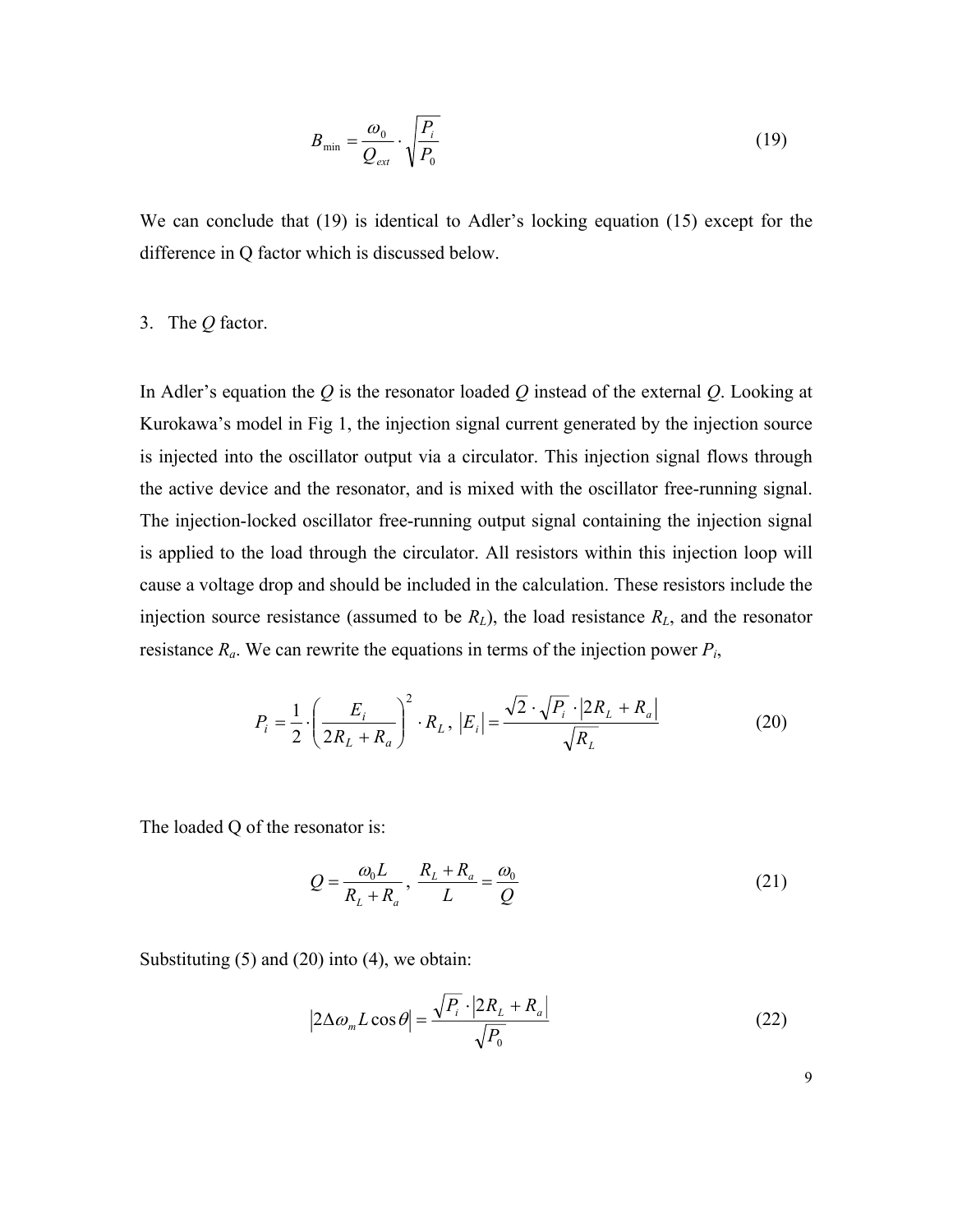$$B_{\min} = \frac{\omega_0}{Q_{ext}} \cdot \sqrt{\frac{P_i}{P_0}} \tag{19}$$

We can conclude that (19) is identical to Adler's locking equation (15) except for the difference in Q factor which is discussed below.

3. The $Q$ factor.

In Adler's equation the $Q$ is the resonator loaded $Q$ instead of the external $Q$. Looking at Kurokawa's model in Fig 1, the injection signal current generated by the injection source is injected into the oscillator output via a circulator. This injection signal flows through the active device and the resonator, and is mixed with the oscillator free-running signal. The injection-locked oscillator free-running output signal containing the injection signal is applied to the load through the circulator. All resistors within this injection loop will cause a voltage drop and should be included in the calculation. These resistors include the injection source resistance (assumed to be $R_L$), the load resistance $R_L$, and the resonator resistance $R_a$. We can rewrite the equations in terms of the injection power $P_i$,

$$P_i = \frac{1}{2} \cdot \left( \frac{E_i}{2R_L + R_a} \right)^2 \cdot R_L \,, \; |E_i| = \frac{\sqrt{2} \cdot \sqrt{P_i} \cdot |2R_L + R_a|}{\sqrt{R_L}} \tag{20}$$

The loaded Q of the resonator is:

$$Q = \frac{\omega_0 L}{R_L + R_a} \,, \; \frac{R_L + R_a}{L} = \frac{\omega_0}{Q} \tag{21}$$

Substituting (5) and (20) into (4), we obtain:

$$|2\Delta\omega_m L \cos\theta| = \frac{\sqrt{P_i} \cdot |2R_L + R_a|}{\sqrt{P_0}} \tag{22}$$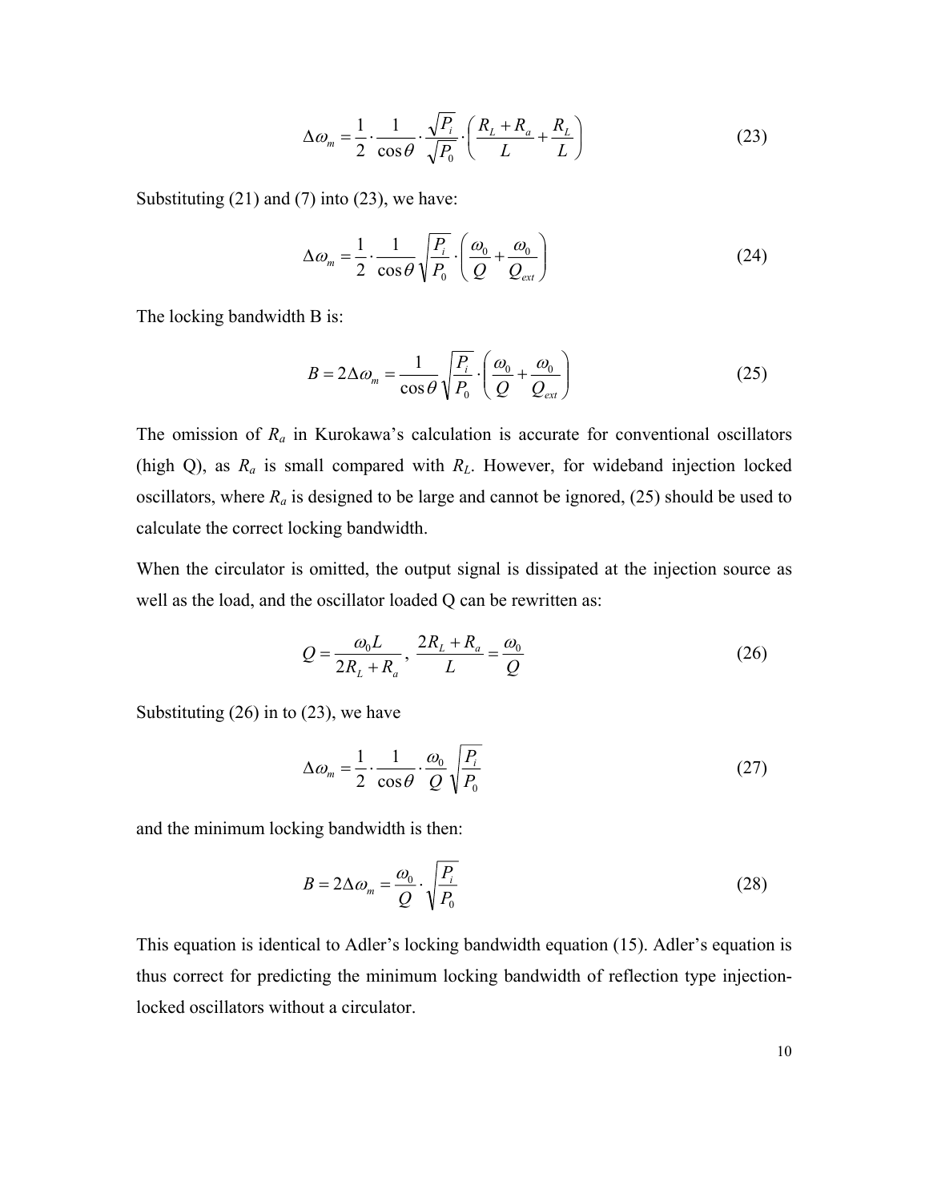$$\Delta\omega_m = \frac{1}{2} \cdot \frac{1}{\cos\theta} \cdot \frac{\sqrt{P_i}}{\sqrt{P_0}} \cdot \left( \frac{R_L + R_a}{L} + \frac{R_L}{L} \right) \tag{23}$$

Substituting (21) and (7) into (23), we have:

$$\Delta\omega_m = \frac{1}{2} \cdot \frac{1}{\cos\theta} \sqrt{\frac{P_i}{P_0}} \cdot \left( \frac{\omega_0}{Q} + \frac{\omega_0}{Q_{ext}} \right) \tag{24}$$

The locking bandwidth B is:

$$B = 2\Delta\omega_m = \frac{1}{\cos\theta} \sqrt{\frac{P_i}{P_0}} \cdot \left( \frac{\omega_0}{Q} + \frac{\omega_0}{Q_{ext}} \right) \tag{25}$$

The omission of $R_a$ in Kurokawa's calculation is accurate for conventional oscillators (high Q), as $R_a$ is small compared with $R_L$. However, for wideband injection locked oscillators, where $R_a$ is designed to be large and cannot be ignored, (25) should be used to calculate the correct locking bandwidth.

When the circulator is omitted, the output signal is dissipated at the injection source as well as the load, and the oscillator loaded Q can be rewritten as:

$$Q = \frac{\omega_0 L}{2R_L + R_a}, \quad \frac{2R_L + R_a}{L} = \frac{\omega_0}{Q} \tag{26}$$

Substituting (26) in to (23), we have

$$\Delta\omega_m = \frac{1}{2} \cdot \frac{1}{\cos\theta} \cdot \frac{\omega_0}{Q} \sqrt{\frac{P_i}{P_0}} \tag{27}$$

and the minimum locking bandwidth is then:

$$B = 2\Delta\omega_m = \frac{\omega_0}{Q} \cdot \sqrt{\frac{P_i}{P_0}} \tag{28}$$

This equation is identical to Adler's locking bandwidth equation (15). Adler's equation is thus correct for predicting the minimum locking bandwidth of reflection type injection-locked oscillators without a circulator.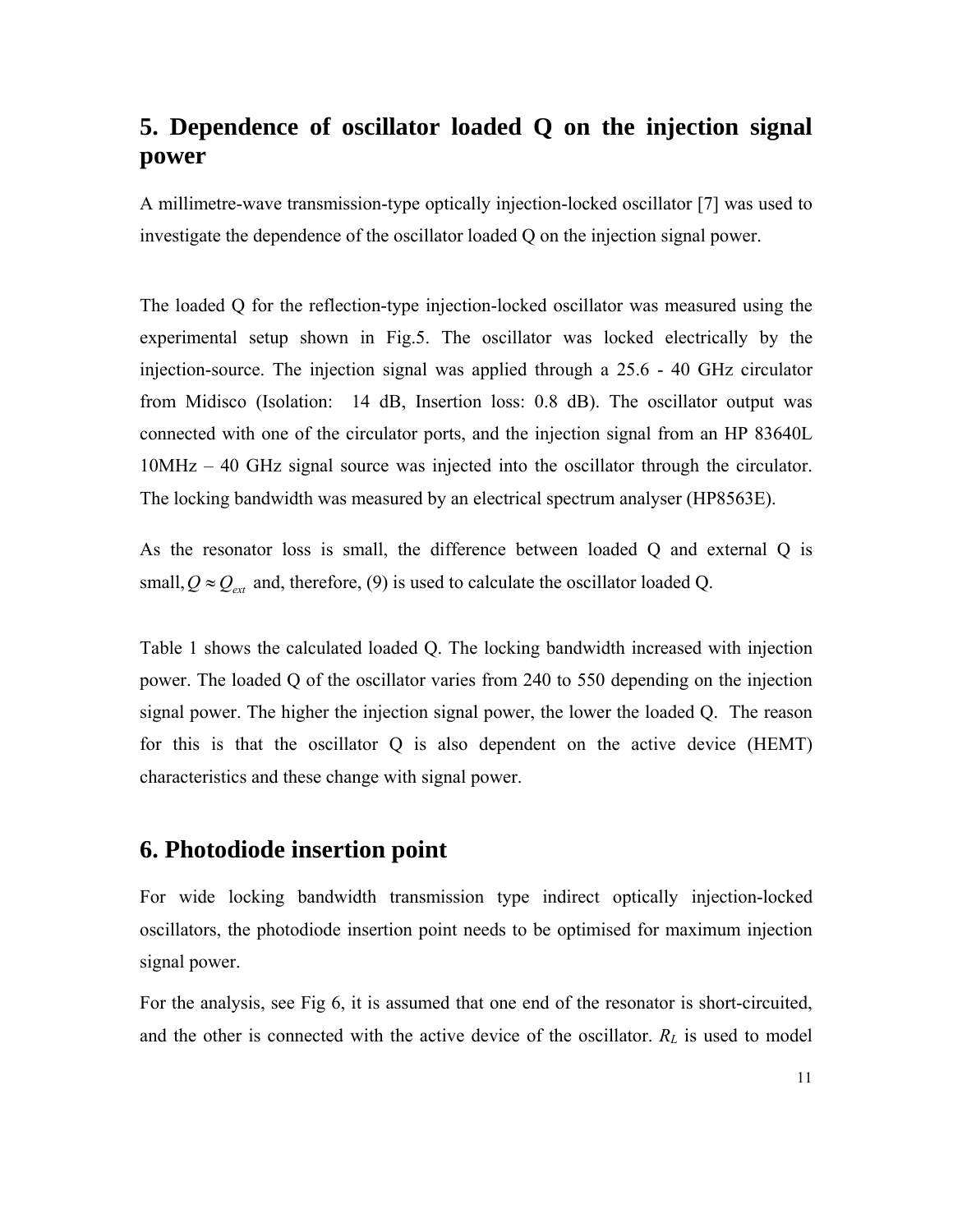## 5. Dependence of oscillator loaded Q on the injection signal power

A millimetre-wave transmission-type optically injection-locked oscillator [7] was used to investigate the dependence of the oscillator loaded Q on the injection signal power.

The loaded Q for the reflection-type injection-locked oscillator was measured using the experimental setup shown in Fig.5. The oscillator was locked electrically by the injection-source. The injection signal was applied through a 25.6 - 40 GHz circulator from Midisco (Isolation: 14 dB, Insertion loss: 0.8 dB). The oscillator output was connected with one of the circulator ports, and the injection signal from an HP 83640L 10MHz – 40 GHz signal source was injected into the oscillator through the circulator. The locking bandwidth was measured by an electrical spectrum analyser (HP8563E).

As the resonator loss is small, the difference between loaded Q and external Q is small, $Q \approx Q_{ext}$ and, therefore, (9) is used to calculate the oscillator loaded Q.

Table 1 shows the calculated loaded Q. The locking bandwidth increased with injection power. The loaded Q of the oscillator varies from 240 to 550 depending on the injection signal power. The higher the injection signal power, the lower the loaded Q. The reason for this is that the oscillator Q is also dependent on the active device (HEMT) characteristics and these change with signal power.

## 6. Photodiode insertion point

For wide locking bandwidth transmission type indirect optically injection-locked oscillators, the photodiode insertion point needs to be optimised for maximum injection signal power.

For the analysis, see Fig 6, it is assumed that one end of the resonator is short-circuited, and the other is connected with the active device of the oscillator. $R_L$ is used to model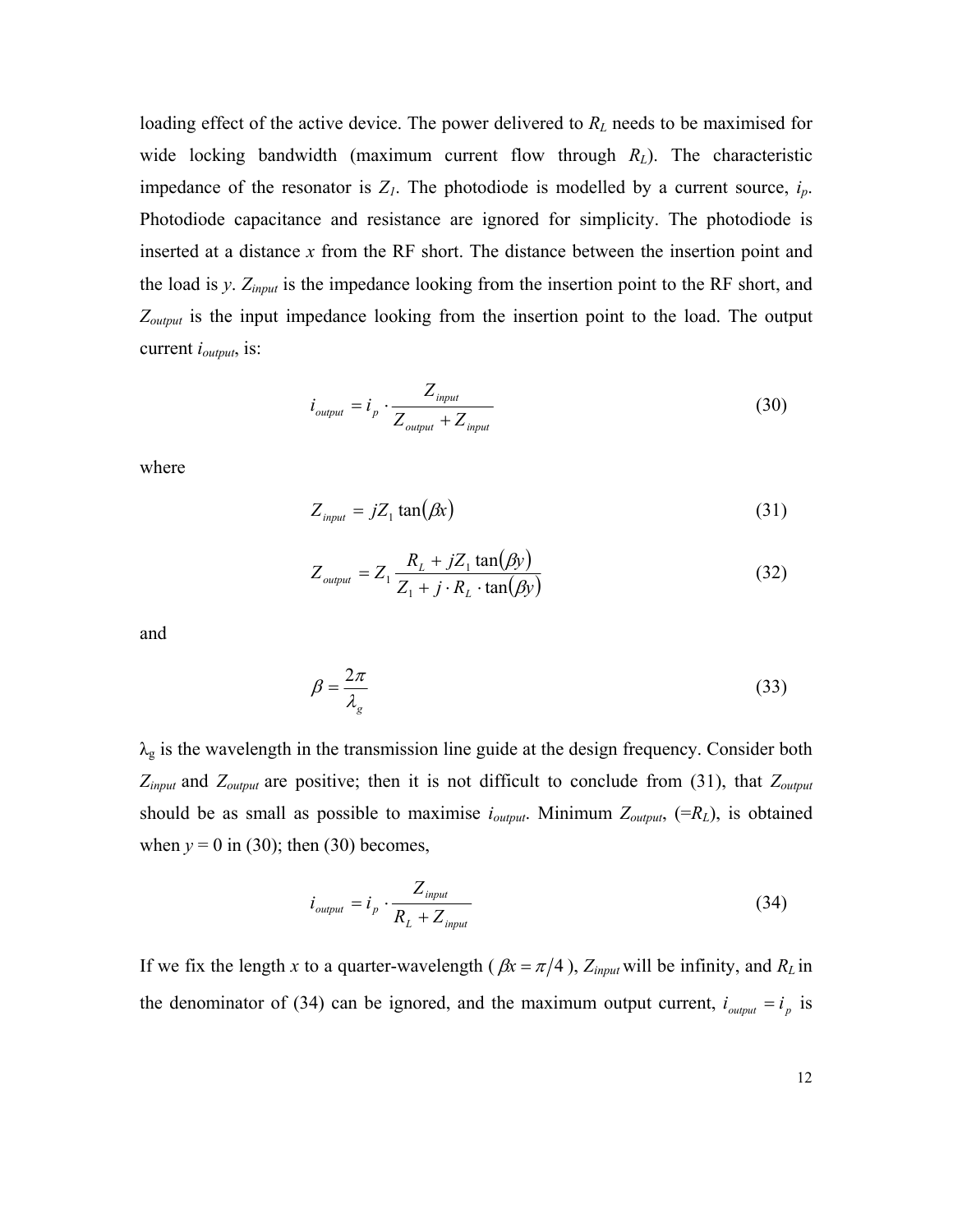loading effect of the active device. The power delivered to $R_L$ needs to be maximised for wide locking bandwidth (maximum current flow through $R_L$). The characteristic impedance of the resonator is $Z_1$. The photodiode is modelled by a current source, $i_p$. Photodiode capacitance and resistance are ignored for simplicity. The photodiode is inserted at a distance $x$ from the RF short. The distance between the insertion point and the load is $y$. $Z_{input}$ is the impedance looking from the insertion point to the RF short, and $Z_{output}$ is the input impedance looking from the insertion point to the load. The output current $i_{output}$, is:

$$i_{output} = i_p \cdot \frac{Z_{input}}{Z_{output} + Z_{input}} \tag{30}$$

where

$$Z_{input} = jZ_1 \tan(\beta x) \tag{31}$$

$$Z_{output} = Z_1 \frac{R_L + jZ_1 \tan(\beta y)}{Z_1 + j \cdot R_L \cdot \tan(\beta y)} \tag{32}$$

and

$$\beta = \frac{2\pi}{\lambda_g} \tag{33}$$

$\lambda_g$ is the wavelength in the transmission line guide at the design frequency. Consider both $Z_{input}$ and $Z_{output}$ are positive; then it is not difficult to conclude from (31), that $Z_{output}$ should be as small as possible to maximise $i_{output}$. Minimum $Z_{output}$, ($=R_L$), is obtained when $y = 0$ in (30); then (30) becomes,

$$i_{output} = i_p \cdot \frac{Z_{input}}{R_L + Z_{input}} \tag{34}$$

If we fix the length $x$ to a quarter-wavelength ( $\beta x = \pi/4$ ), $Z_{input}$ will be infinity, and $R_L$ in the denominator of (34) can be ignored, and the maximum output current, $i_{output} = i_p$ is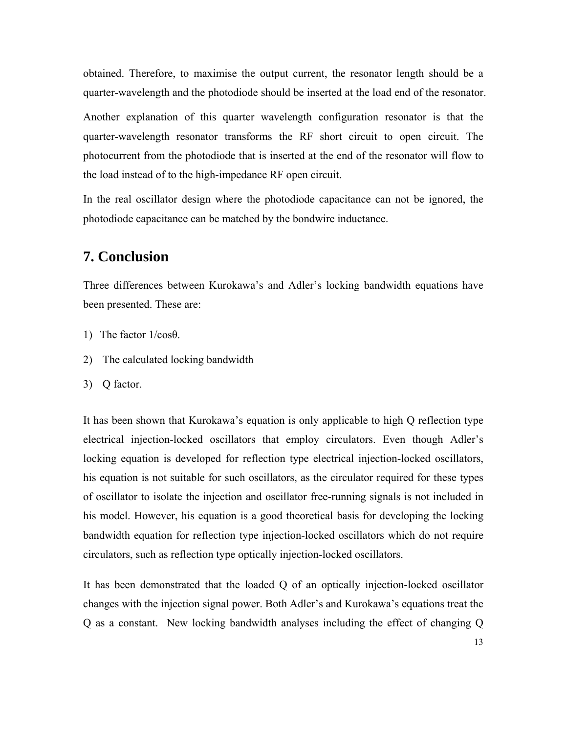obtained. Therefore, to maximise the output current, the resonator length should be a quarter-wavelength and the photodiode should be inserted at the load end of the resonator.

Another explanation of this quarter wavelength configuration resonator is that the quarter-wavelength resonator transforms the RF short circuit to open circuit. The photocurrent from the photodiode that is inserted at the end of the resonator will flow to the load instead of to the high-impedance RF open circuit.

In the real oscillator design where the photodiode capacitance can not be ignored, the photodiode capacitance can be matched by the bondwire inductance.

# 7. Conclusion

Three differences between Kurokawa's and Adler's locking bandwidth equations have been presented. These are:

1) The factor $1/\cos\theta$.
2) The calculated locking bandwidth
3) Q factor.

It has been shown that Kurokawa's equation is only applicable to high Q reflection type electrical injection-locked oscillators that employ circulators. Even though Adler's locking equation is developed for reflection type electrical injection-locked oscillators, his equation is not suitable for such oscillators, as the circulator required for these types of oscillator to isolate the injection and oscillator free-running signals is not included in his model. However, his equation is a good theoretical basis for developing the locking bandwidth equation for reflection type injection-locked oscillators which do not require circulators, such as reflection type optically injection-locked oscillators.

It has been demonstrated that the loaded Q of an optically injection-locked oscillator changes with the injection signal power. Both Adler's and Kurokawa's equations treat the Q as a constant. New locking bandwidth analyses including the effect of changing Q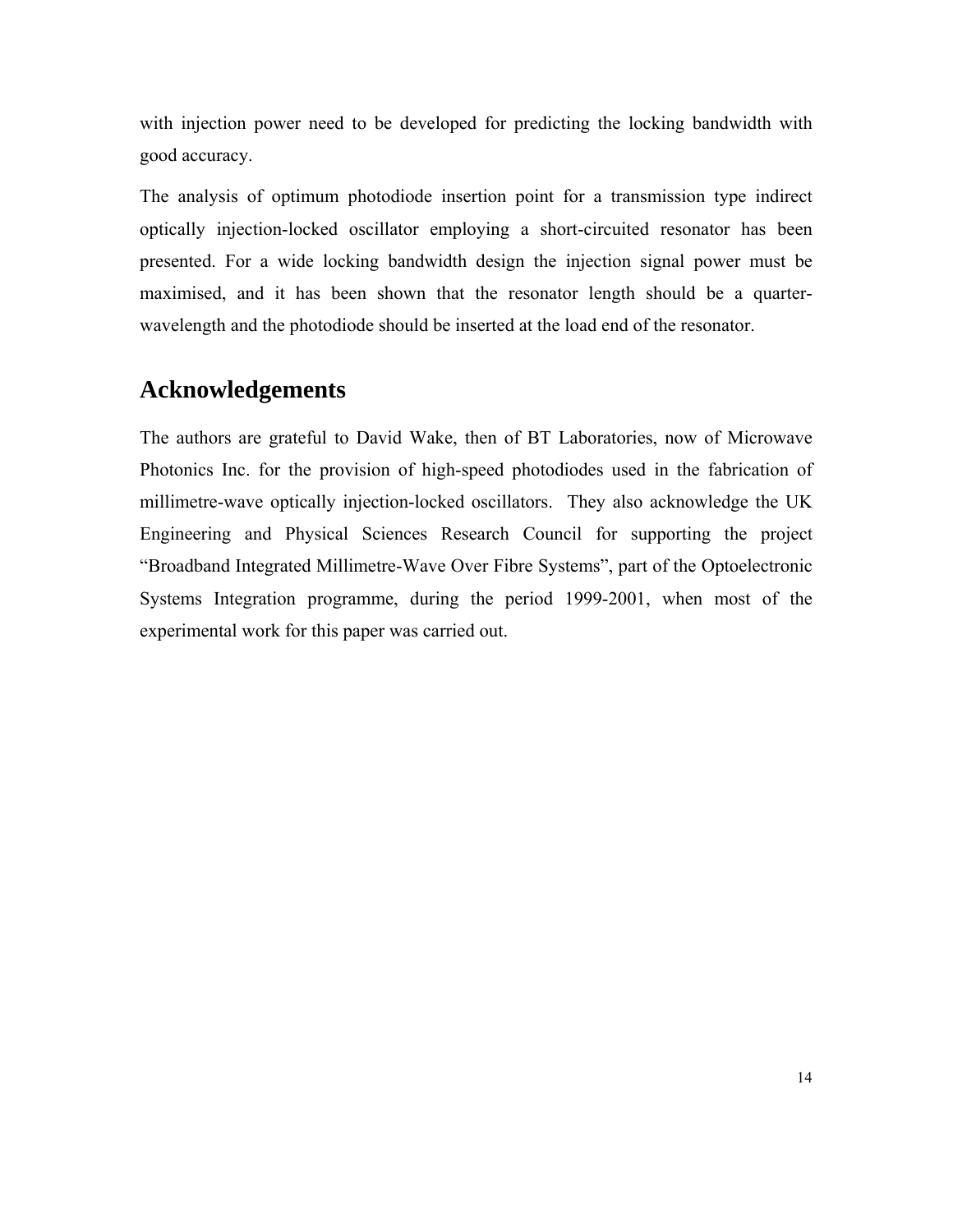with injection power need to be developed for predicting the locking bandwidth with good accuracy.

The analysis of optimum photodiode insertion point for a transmission type indirect optically injection-locked oscillator employing a short-circuited resonator has been presented. For a wide locking bandwidth design the injection signal power must be maximised, and it has been shown that the resonator length should be a quarter-wavelength and the photodiode should be inserted at the load end of the resonator.

## Acknowledgements

The authors are grateful to David Wake, then of BT Laboratories, now of Microwave Photonics Inc. for the provision of high-speed photodiodes used in the fabrication of millimetre-wave optically injection-locked oscillators. They also acknowledge the UK Engineering and Physical Sciences Research Council for supporting the project "Broadband Integrated Millimetre-Wave Over Fibre Systems", part of the Optoelectronic Systems Integration programme, during the period 1999-2001, when most of the experimental work for this paper was carried out.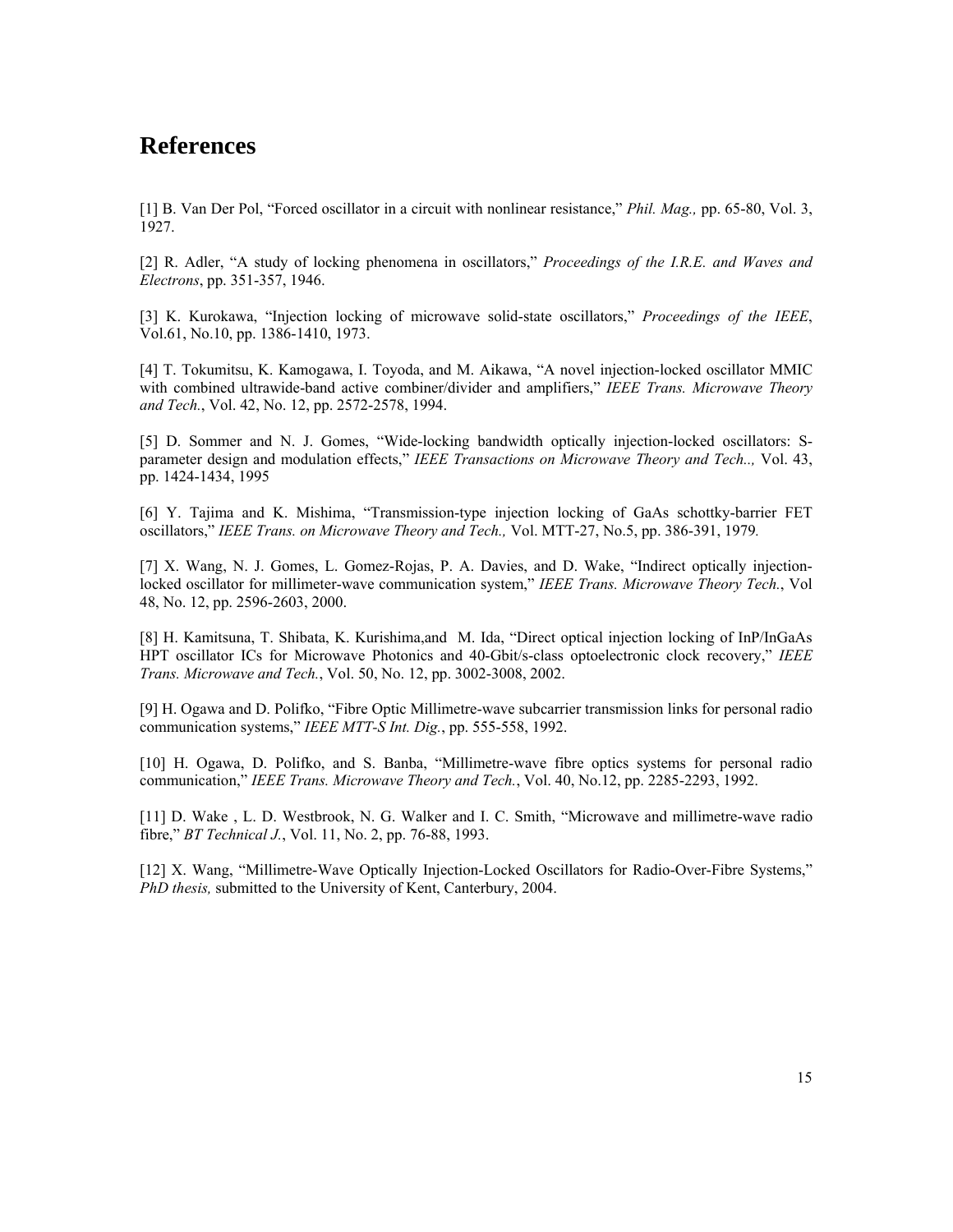# References

[1] B. Van Der Pol, "Forced oscillator in a circuit with nonlinear resistance," *Phil. Mag.,* pp. 65-80, Vol. 3, 1927.

[2] R. Adler, "A study of locking phenomena in oscillators," *Proceedings of the I.R.E. and Waves and Electrons*, pp. 351-357, 1946.

[3] K. Kurokawa, "Injection locking of microwave solid-state oscillators," *Proceedings of the IEEE*, Vol.61, No.10, pp. 1386-1410, 1973.

[4] T. Tokumitsu, K. Kamogawa, I. Toyoda, and M. Aikawa, "A novel injection-locked oscillator MMIC with combined ultrawide-band active combiner/divider and amplifiers," *IEEE Trans. Microwave Theory and Tech.*, Vol. 42, No. 12, pp. 2572-2578, 1994.

[5] D. Sommer and N. J. Gomes, "Wide-locking bandwidth optically injection-locked oscillators: S-parameter design and modulation effects," *IEEE Transactions on Microwave Theory and Tech..,* Vol. 43, pp. 1424-1434, 1995

[6] Y. Tajima and K. Mishima, "Transmission-type injection locking of GaAs schottky-barrier FET oscillators," *IEEE Trans. on Microwave Theory and Tech.,* Vol. MTT-27, No.5, pp. 386-391, 1979*.*

[7] X. Wang, N. J. Gomes, L. Gomez-Rojas, P. A. Davies, and D. Wake, "Indirect optically injection-locked oscillator for millimeter-wave communication system," *IEEE Trans. Microwave Theory Tech.*, Vol 48, No. 12, pp. 2596-2603, 2000.

[8] H. Kamitsuna, T. Shibata, K. Kurishima,and M. Ida, "Direct optical injection locking of InP/InGaAs HPT oscillator ICs for Microwave Photonics and 40-Gbit/s-class optoelectronic clock recovery," *IEEE Trans. Microwave and Tech.*, Vol. 50, No. 12, pp. 3002-3008, 2002.

[9] H. Ogawa and D. Polifko, "Fibre Optic Millimetre-wave subcarrier transmission links for personal radio communication systems," *IEEE MTT-S Int. Dig.*, pp. 555-558, 1992.

[10] H. Ogawa, D. Polifko, and S. Banba, "Millimetre-wave fibre optics systems for personal radio communication," *IEEE Trans. Microwave Theory and Tech.*, Vol. 40, No.12, pp. 2285-2293, 1992.

[11] D. Wake , L. D. Westbrook, N. G. Walker and I. C. Smith, "Microwave and millimetre-wave radio fibre," *BT Technical J.*, Vol. 11, No. 2, pp. 76-88, 1993.

[12] X. Wang, "Millimetre-Wave Optically Injection-Locked Oscillators for Radio-Over-Fibre Systems," *PhD thesis,* submitted to the University of Kent, Canterbury, 2004.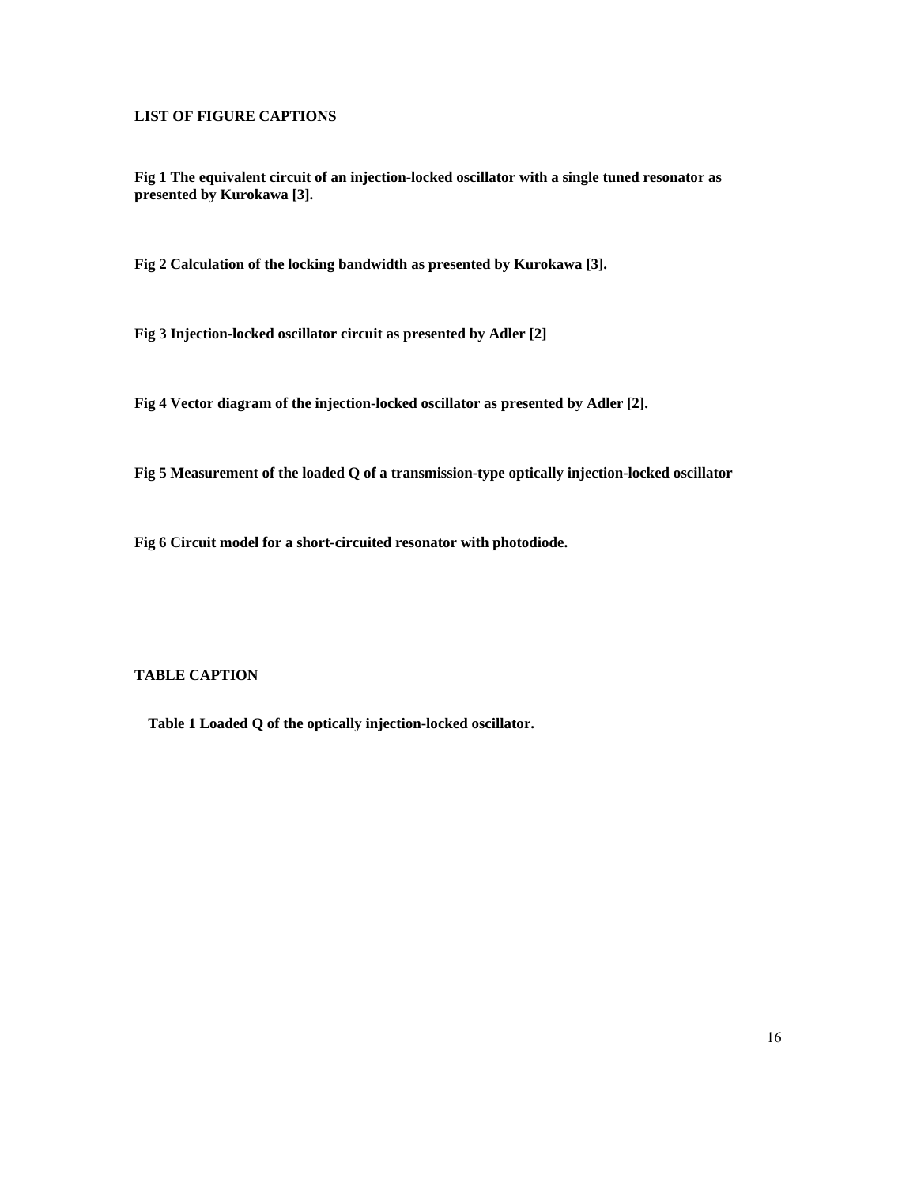## LIST OF FIGURE CAPTIONS

**Fig 1 The equivalent circuit of an injection-locked oscillator with a single tuned resonator as presented by Kurokawa [3].**

**Fig 2 Calculation of the locking bandwidth as presented by Kurokawa [3].**

**Fig 3 Injection-locked oscillator circuit as presented by Adler [2]**

**Fig 4 Vector diagram of the injection-locked oscillator as presented by Adler [2].**

**Fig 5 Measurement of the loaded Q of a transmission-type optically injection-locked oscillator**

**Fig 6 Circuit model for a short-circuited resonator with photodiode.**

## TABLE CAPTION

**Table 1 Loaded Q of the optically injection-locked oscillator.**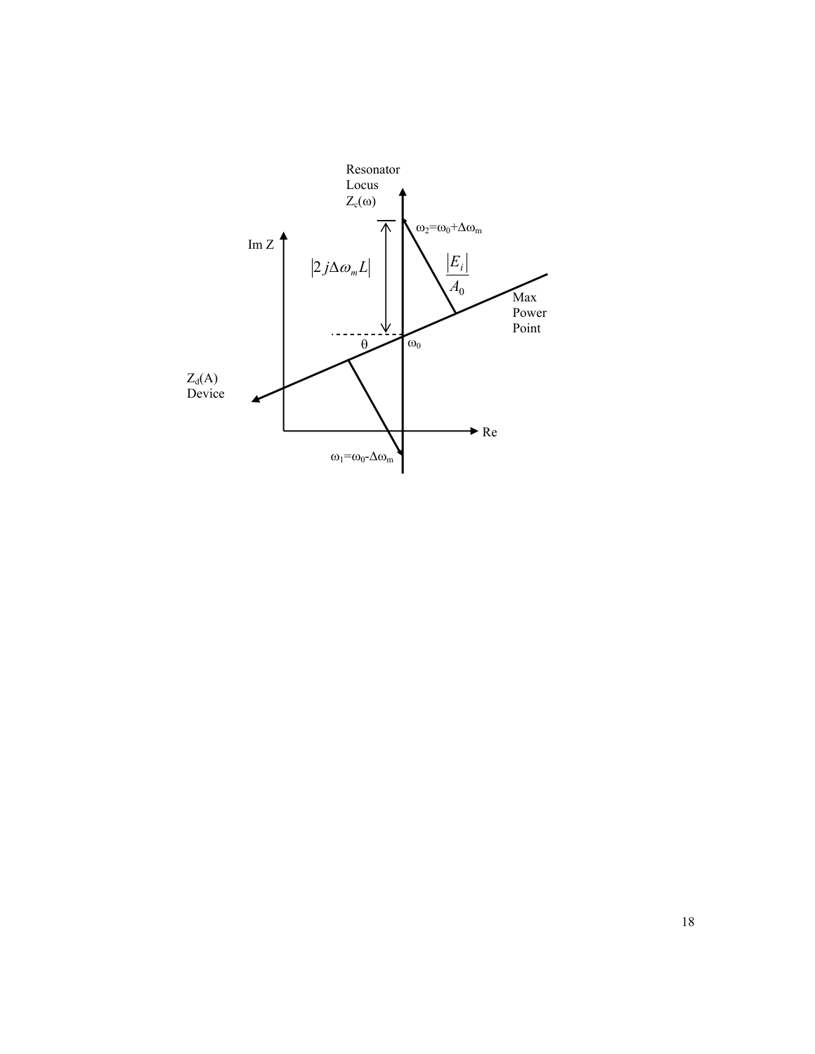Resonator Locus $Z_c(\omega)$

Im Z

$\left|2j\Delta\omega_m L\right|$

$\omega_2=\omega_0+\Delta\omega_m$

$\dfrac{|E_i|}{A_0}$

Max Power Point

$\theta$

$\omega_0$

$Z_d(A)$ Device

Re

$\omega_1=\omega_0-\Delta\omega_m$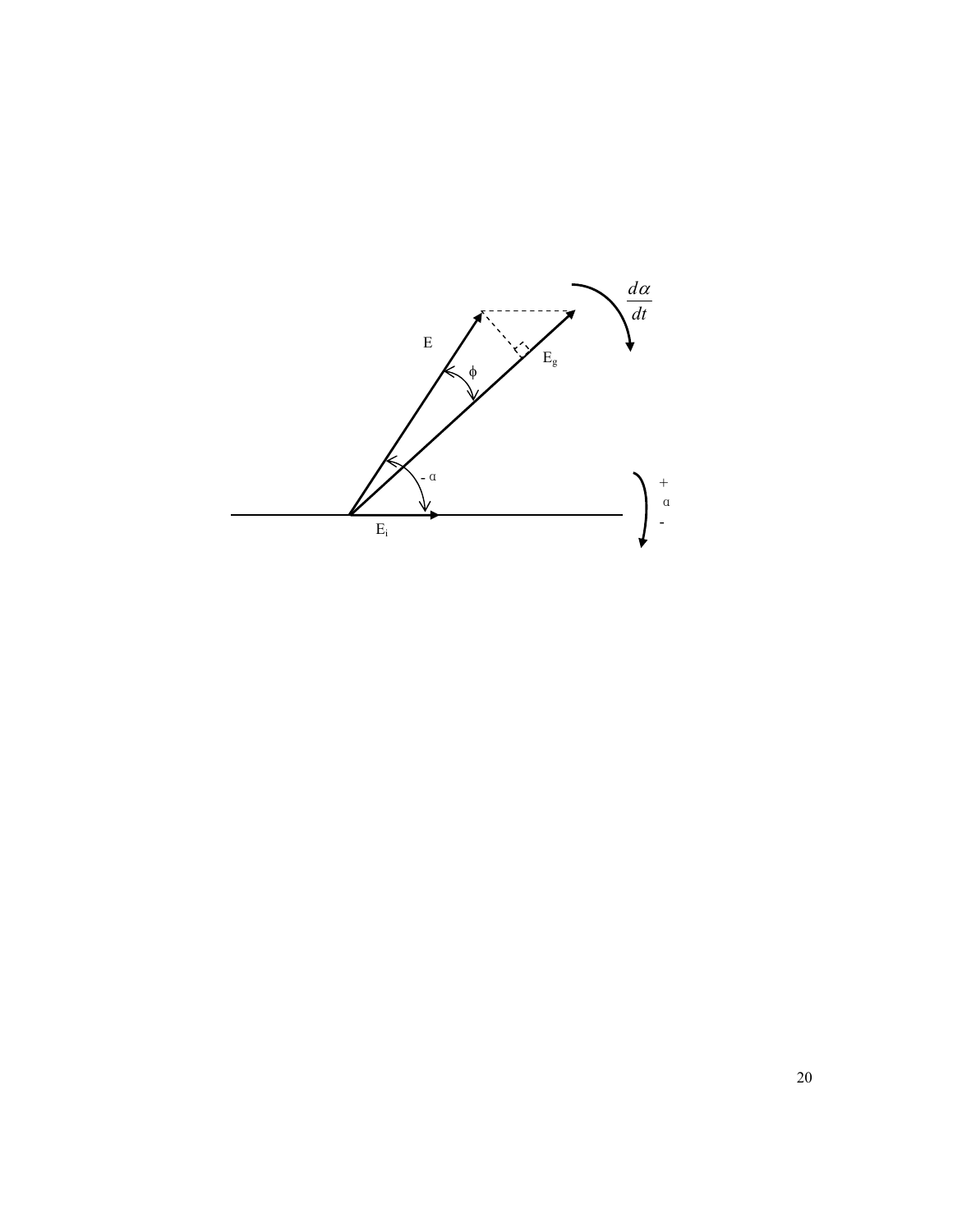$\frac{d\alpha}{dt}$

$E$

$\phi$

$E_g$

$-\alpha$

$+$
$\alpha$
$-$

$E_i$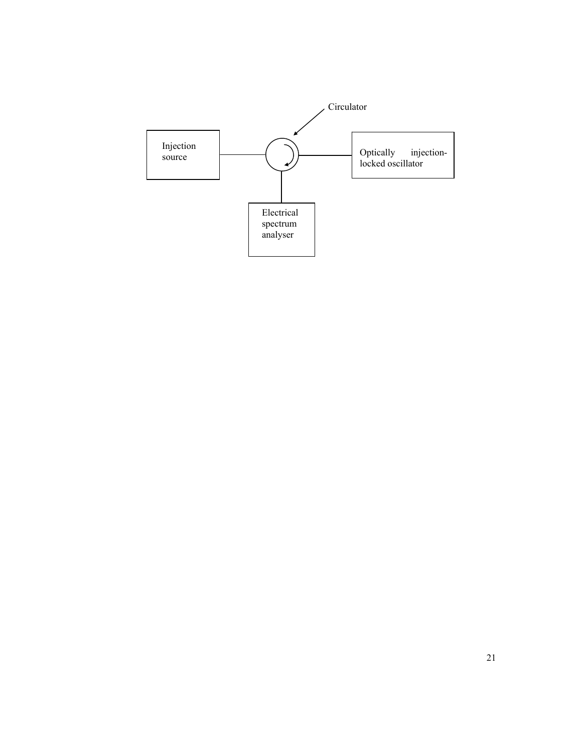Circulator

Injection source

Optically injection-locked oscillator

Electrical spectrum analyser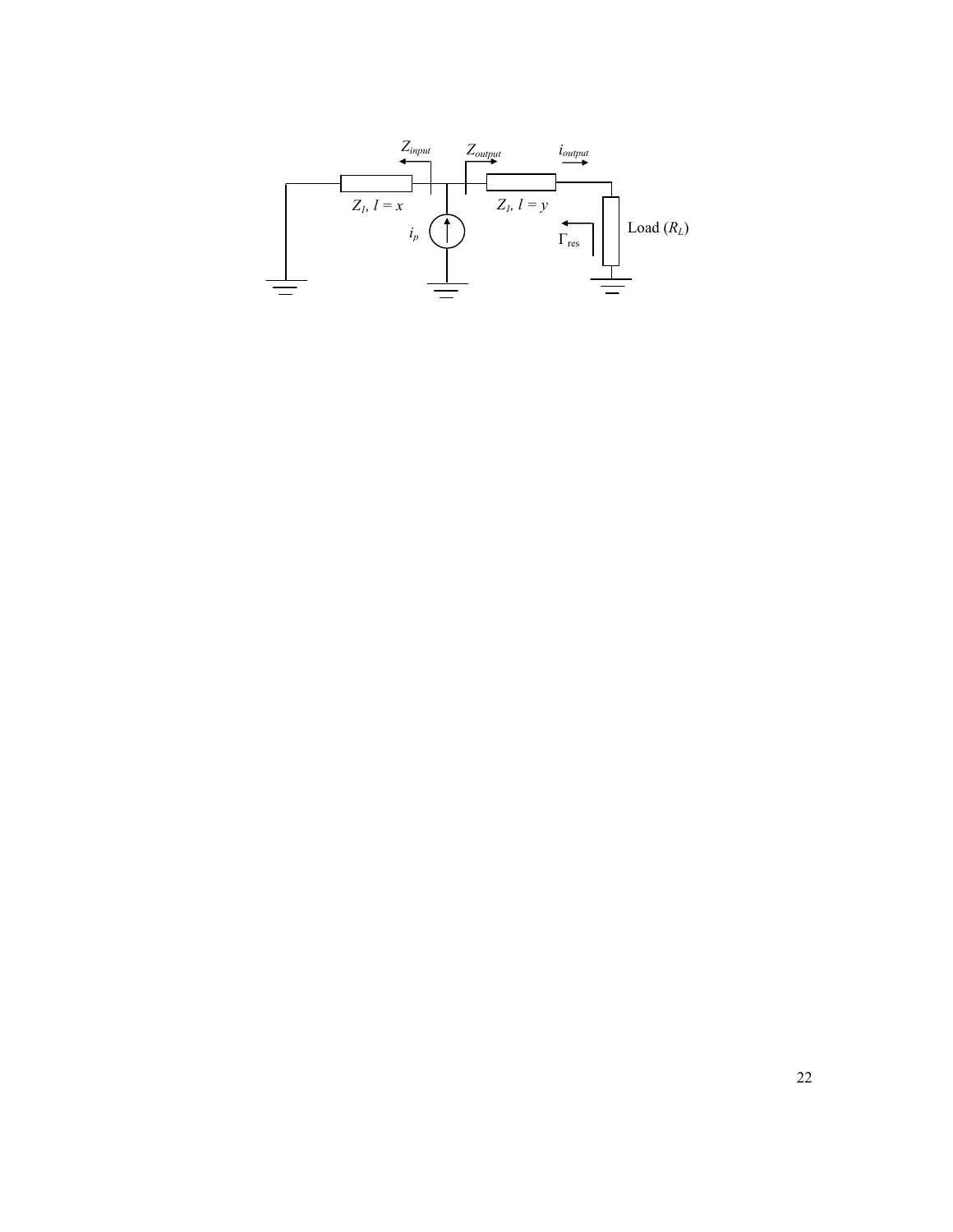$Z_{input}$ $Z_{output}$ $i_{output}$

$Z_1$, $l = x$ $Z_1$, $l = y$

$i_p$ $\Gamma_{res}$ Load ($R_L$)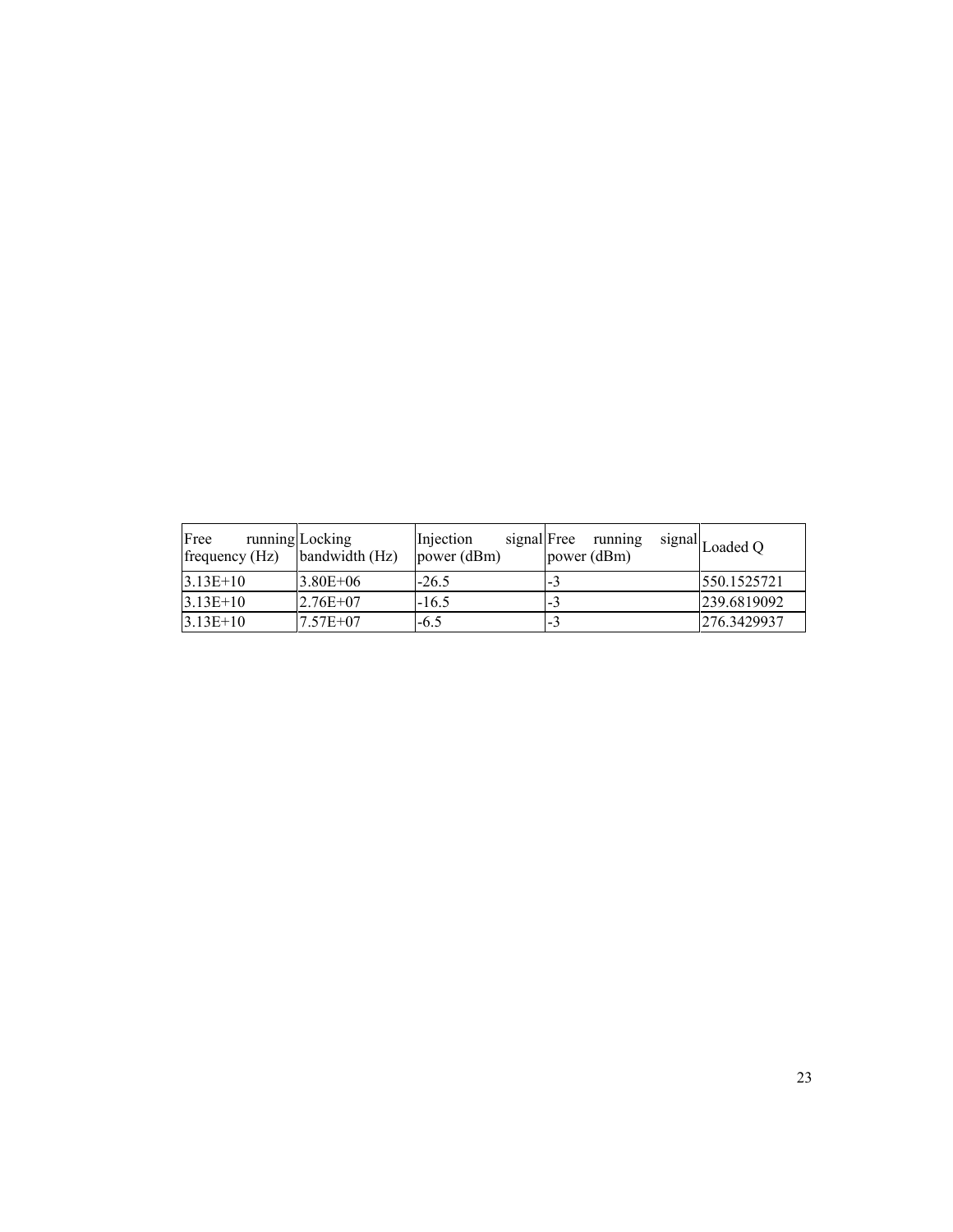| Free running frequency (Hz) | Locking bandwidth (Hz) | Injection signal power (dBm) | Free running signal power (dBm) | Loaded Q |
|---|---|---|---|---|
| 3.13E+10 | 3.80E+06 | -26.5 | -3 | 550.1525721 |
| 3.13E+10 | 2.76E+07 | -16.5 | -3 | 239.6819092 |
| 3.13E+10 | 7.57E+07 | -6.5 | -3 | 276.3429937 |